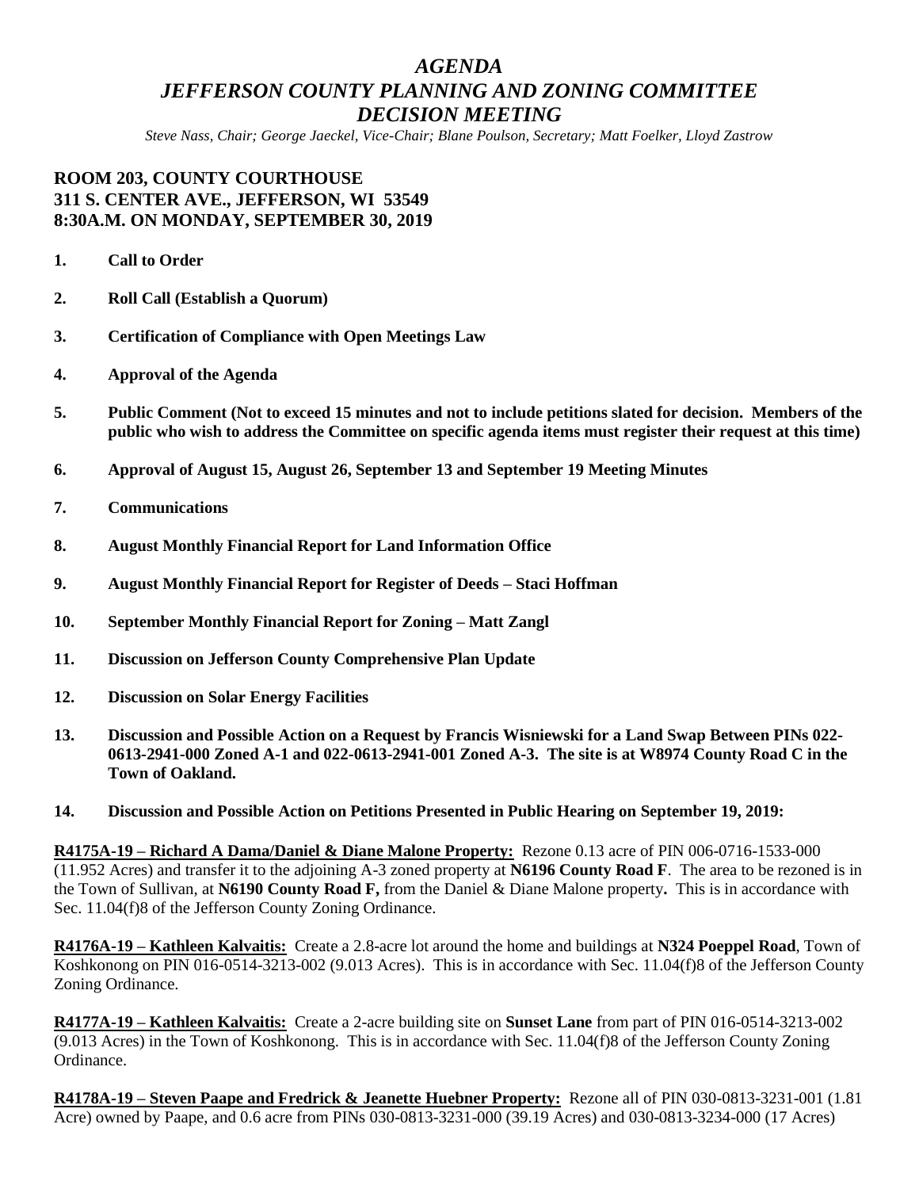# *AGENDA*
# *JEFFERSON COUNTY PLANNING AND ZONING COMMITTEE*
# *DECISION MEETING*

*Steve Nass, Chair; George Jaeckel, Vice-Chair; Blane Poulson, Secretary; Matt Foelker, Lloyd Zastrow*

**ROOM 203, COUNTY COURTHOUSE**
**311 S. CENTER AVE., JEFFERSON, WI 53549**
**8:30A.M. ON MONDAY, SEPTEMBER 30, 2019**

1. **Call to Order**
2. **Roll Call (Establish a Quorum)**
3. **Certification of Compliance with Open Meetings Law**
4. **Approval of the Agenda**
5. **Public Comment (Not to exceed 15 minutes and not to include petitions slated for decision. Members of the public who wish to address the Committee on specific agenda items must register their request at this time)**
6. **Approval of August 15, August 26, September 13 and September 19 Meeting Minutes**
7. **Communications**
8. **August Monthly Financial Report for Land Information Office**
9. **August Monthly Financial Report for Register of Deeds – Staci Hoffman**
10. **September Monthly Financial Report for Zoning – Matt Zangl**
11. **Discussion on Jefferson County Comprehensive Plan Update**
12. **Discussion on Solar Energy Facilities**
13. **Discussion and Possible Action on a Request by Francis Wisniewski for a Land Swap Between PINs 022-0613-2941-000 Zoned A-1 and 022-0613-2941-001 Zoned A-3. The site is at W8974 County Road C in the Town of Oakland.**
14. **Discussion and Possible Action on Petitions Presented in Public Hearing on September 19, 2019:**

**R4175A-19 – Richard A Dama/Daniel & Diane Malone Property:** Rezone 0.13 acre of PIN 006-0716-1533-000 (11.952 Acres) and transfer it to the adjoining A-3 zoned property at **N6196 County Road F**. The area to be rezoned is in the Town of Sullivan, at **N6190 County Road F,** from the Daniel & Diane Malone property**.** This is in accordance with Sec. 11.04(f)8 of the Jefferson County Zoning Ordinance.

**R4176A-19 – Kathleen Kalvaitis:** Create a 2.8-acre lot around the home and buildings at **N324 Poeppel Road**, Town of Koshkonong on PIN 016-0514-3213-002 (9.013 Acres). This is in accordance with Sec. 11.04(f)8 of the Jefferson County Zoning Ordinance.

**R4177A-19 – Kathleen Kalvaitis:** Create a 2-acre building site on **Sunset Lane** from part of PIN 016-0514-3213-002 (9.013 Acres) in the Town of Koshkonong. This is in accordance with Sec. 11.04(f)8 of the Jefferson County Zoning Ordinance.

**R4178A-19 – Steven Paape and Fredrick & Jeanette Huebner Property:** Rezone all of PIN 030-0813-3231-001 (1.81 Acre) owned by Paape, and 0.6 acre from PINs 030-0813-3231-000 (39.19 Acres) and 030-0813-3234-000 (17 Acres)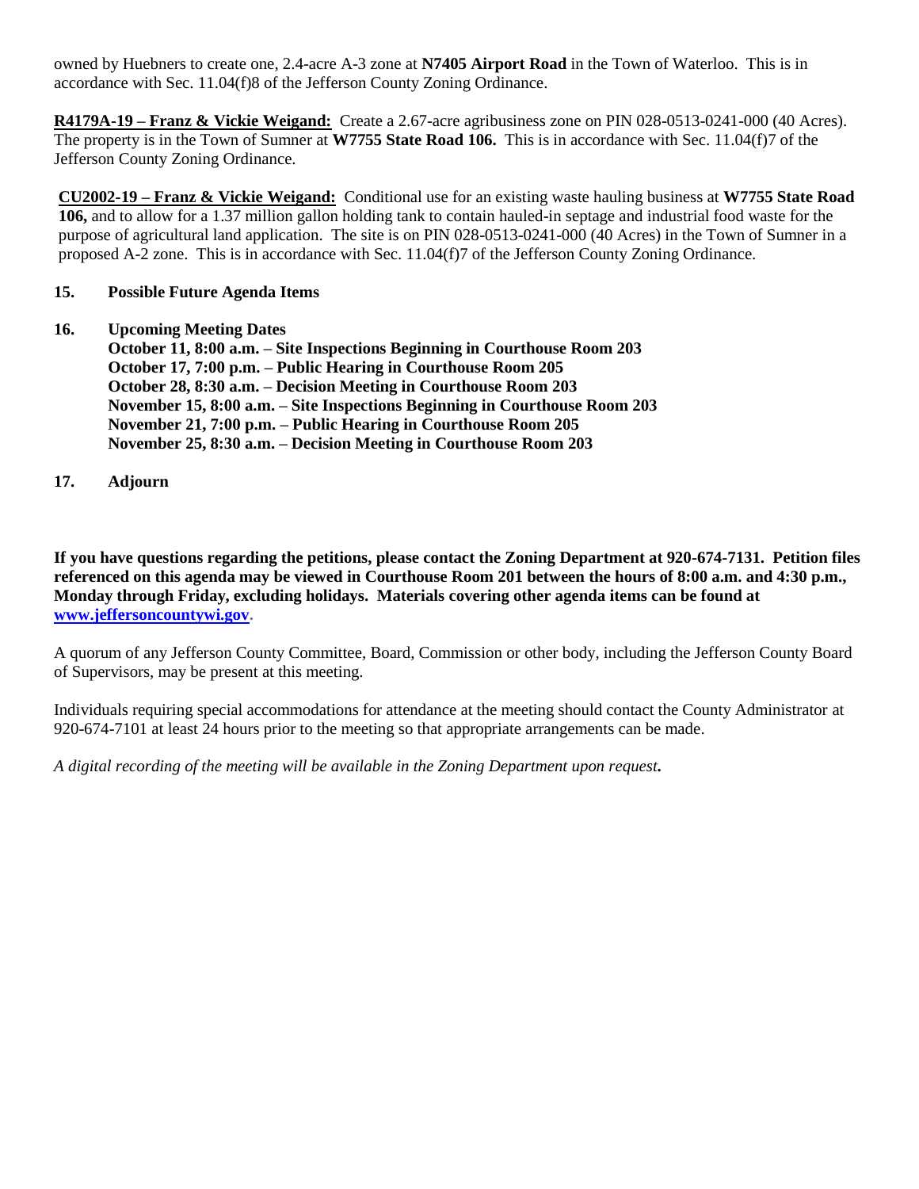owned by Huebners to create one, 2.4-acre A-3 zone at **N7405 Airport Road** in the Town of Waterloo. This is in accordance with Sec. 11.04(f)8 of the Jefferson County Zoning Ordinance.

**R4179A-19 – Franz & Vickie Weigand:** Create a 2.67-acre agribusiness zone on PIN 028-0513-0241-000 (40 Acres). The property is in the Town of Sumner at **W7755 State Road 106.** This is in accordance with Sec. 11.04(f)7 of the Jefferson County Zoning Ordinance.

**CU2002-19 – Franz & Vickie Weigand:** Conditional use for an existing waste hauling business at **W7755 State Road 106,** and to allow for a 1.37 million gallon holding tank to contain hauled-in septage and industrial food waste for the purpose of agricultural land application. The site is on PIN 028-0513-0241-000 (40 Acres) in the Town of Sumner in a proposed A-2 zone. This is in accordance with Sec. 11.04(f)7 of the Jefferson County Zoning Ordinance.

**15. Possible Future Agenda Items**

**16. Upcoming Meeting Dates**

**October 11, 8:00 a.m. – Site Inspections Beginning in Courthouse Room 203**
**October 17, 7:00 p.m. – Public Hearing in Courthouse Room 205**
**October 28, 8:30 a.m. – Decision Meeting in Courthouse Room 203**
**November 15, 8:00 a.m. – Site Inspections Beginning in Courthouse Room 203**
**November 21, 7:00 p.m. – Public Hearing in Courthouse Room 205**
**November 25, 8:30 a.m. – Decision Meeting in Courthouse Room 203**

**17. Adjourn**

**If you have questions regarding the petitions, please contact the Zoning Department at 920-674-7131. Petition files referenced on this agenda may be viewed in Courthouse Room 201 between the hours of 8:00 a.m. and 4:30 p.m., Monday through Friday, excluding holidays. Materials covering other agenda items can be found at www.jeffersoncountywi.gov.**

A quorum of any Jefferson County Committee, Board, Commission or other body, including the Jefferson County Board of Supervisors, may be present at this meeting.

Individuals requiring special accommodations for attendance at the meeting should contact the County Administrator at 920-674-7101 at least 24 hours prior to the meeting so that appropriate arrangements can be made.

*A digital recording of the meeting will be available in the Zoning Department upon request.*